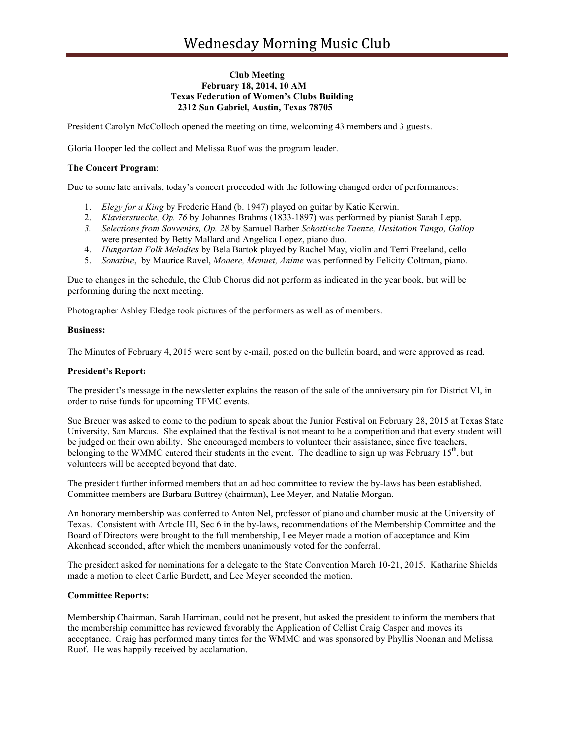# Wednesday Morning Music Club

**Club Meeting**
**February 18, 2014, 10 AM**
**Texas Federation of Women's Clubs Building**
**2312 San Gabriel, Austin, Texas 78705**

President Carolyn McColloch opened the meeting on time, welcoming 43 members and 3 guests.

Gloria Hooper led the collect and Melissa Ruof was the program leader.

**The Concert Program**:

Due to some late arrivals, today's concert proceeded with the following changed order of performances:

1. *Elegy for a King* by Frederic Hand (b. 1947) played on guitar by Katie Kerwin.
2. *Klavierstuecke, Op. 76* by Johannes Brahms (1833-1897) was performed by pianist Sarah Lepp.
3. *Selections from Souvenirs, Op. 28* by Samuel Barber *Schottische Taenze, Hesitation Tango, Gallop* were presented by Betty Mallard and Angelica Lopez, piano duo.
4. *Hungarian Folk Melodies* by Bela Bartok played by Rachel May, violin and Terri Freeland, cello
5. *Sonatine*, by Maurice Ravel, *Modere, Menuet, Anime* was performed by Felicity Coltman, piano.

Due to changes in the schedule, the Club Chorus did not perform as indicated in the year book, but will be performing during the next meeting.

Photographer Ashley Eledge took pictures of the performers as well as of members.

**Business:**

The Minutes of February 4, 2015 were sent by e-mail, posted on the bulletin board, and were approved as read.

**President's Report:**

The president's message in the newsletter explains the reason of the sale of the anniversary pin for District VI, in order to raise funds for upcoming TFMC events.

Sue Breuer was asked to come to the podium to speak about the Junior Festival on February 28, 2015 at Texas State University, San Marcus. She explained that the festival is not meant to be a competition and that every student will be judged on their own ability. She encouraged members to volunteer their assistance, since five teachers, belonging to the WMMC entered their students in the event. The deadline to sign up was February 15th, but volunteers will be accepted beyond that date.

The president further informed members that an ad hoc committee to review the by-laws has been established. Committee members are Barbara Buttrey (chairman), Lee Meyer, and Natalie Morgan.

An honorary membership was conferred to Anton Nel, professor of piano and chamber music at the University of Texas. Consistent with Article III, Sec 6 in the by-laws, recommendations of the Membership Committee and the Board of Directors were brought to the full membership, Lee Meyer made a motion of acceptance and Kim Akenhead seconded, after which the members unanimously voted for the conferral.

The president asked for nominations for a delegate to the State Convention March 10-21, 2015. Katharine Shields made a motion to elect Carlie Burdett, and Lee Meyer seconded the motion.

**Committee Reports:**

Membership Chairman, Sarah Harriman, could not be present, but asked the president to inform the members that the membership committee has reviewed favorably the Application of Cellist Craig Casper and moves its acceptance. Craig has performed many times for the WMMC and was sponsored by Phyllis Noonan and Melissa Ruof. He was happily received by acclamation.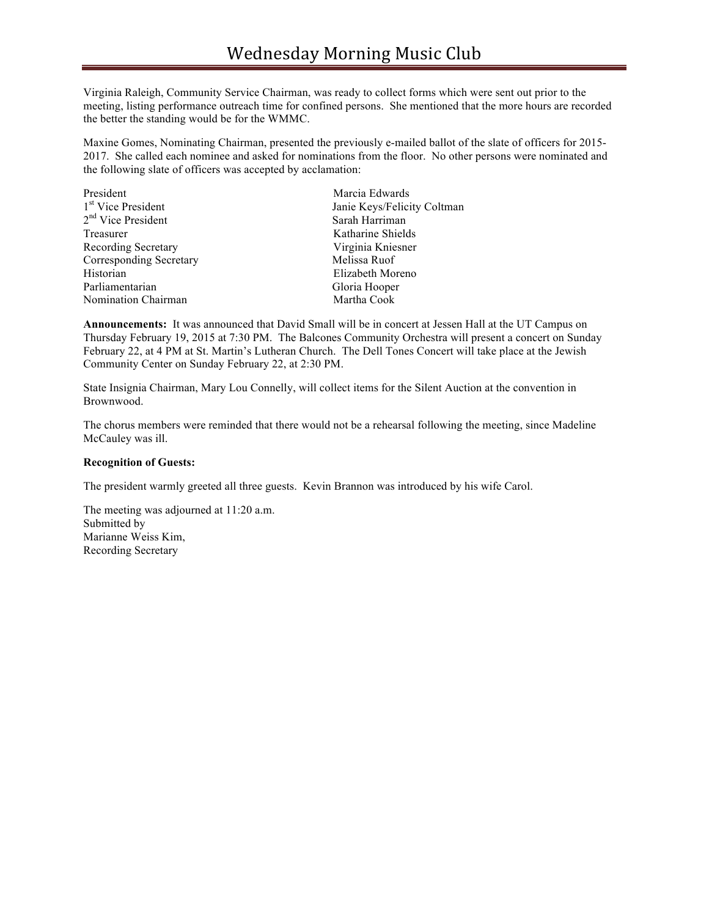Virginia Raleigh, Community Service Chairman, was ready to collect forms which were sent out prior to the meeting, listing performance outreach time for confined persons. She mentioned that the more hours are recorded the better the standing would be for the WMMC.

Maxine Gomes, Nominating Chairman, presented the previously e-mailed ballot of the slate of officers for 2015-2017. She called each nominee and asked for nominations from the floor. No other persons were nominated and the following slate of officers was accepted by acclamation:

| | |
|---|---|
| President | Marcia Edwards |
| 1st Vice President | Janie Keys/Felicity Coltman |
| 2nd Vice President | Sarah Harriman |
| Treasurer | Katharine Shields |
| Recording Secretary | Virginia Kniesner |
| Corresponding Secretary | Melissa Ruof |
| Historian | Elizabeth Moreno |
| Parliamentarian | Gloria Hooper |
| Nomination Chairman | Martha Cook |

**Announcements:** It was announced that David Small will be in concert at Jessen Hall at the UT Campus on Thursday February 19, 2015 at 7:30 PM. The Balcones Community Orchestra will present a concert on Sunday February 22, at 4 PM at St. Martin's Lutheran Church. The Dell Tones Concert will take place at the Jewish Community Center on Sunday February 22, at 2:30 PM.

State Insignia Chairman, Mary Lou Connelly, will collect items for the Silent Auction at the convention in Brownwood.

The chorus members were reminded that there would not be a rehearsal following the meeting, since Madeline McCauley was ill.

**Recognition of Guests:**

The president warmly greeted all three guests. Kevin Brannon was introduced by his wife Carol.

The meeting was adjourned at 11:20 a.m.
Submitted by
Marianne Weiss Kim,
Recording Secretary